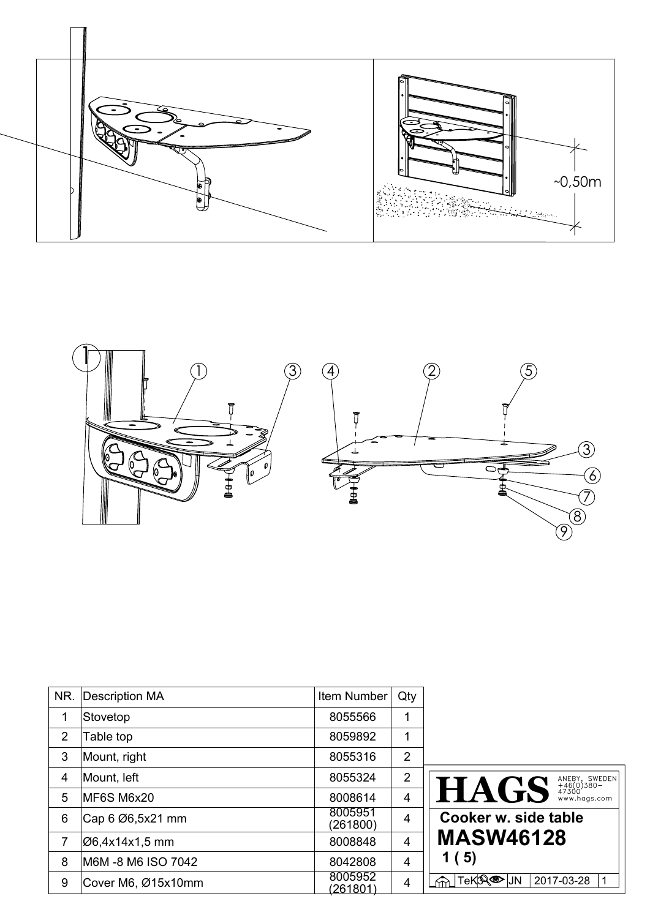~0,50m

| NR. | Description MA | Item Number | Qty |
|---|---|---|---|
| 1 | Stovetop | 8055566 | 1 |
| 2 | Table top | 8059892 | 1 |
| 3 | Mount, right | 8055316 | 2 |
| 4 | Mount, left | 8055324 | 2 |
| 5 | MF6S M6x20 | 8008614 | 4 |
| 6 | Cap 6 Ø6,5x21 mm | 8005951 (261800) | 4 |
| 7 | Ø6,4x14x1,5 mm | 8008848 | 4 |
| 8 | M6M -8 M6 ISO 7042 | 8042808 | 4 |
| 9 | Cover M6, Ø15x10mm | 8005952 (261801) | 4 |

**HAGS** ANEBY, SWEDEN +46(0)380-47300 www.hags.com

**Cooker w. side table**

**MASW46128**

**1 ( 5)**

TeK JN 2017-03-28 1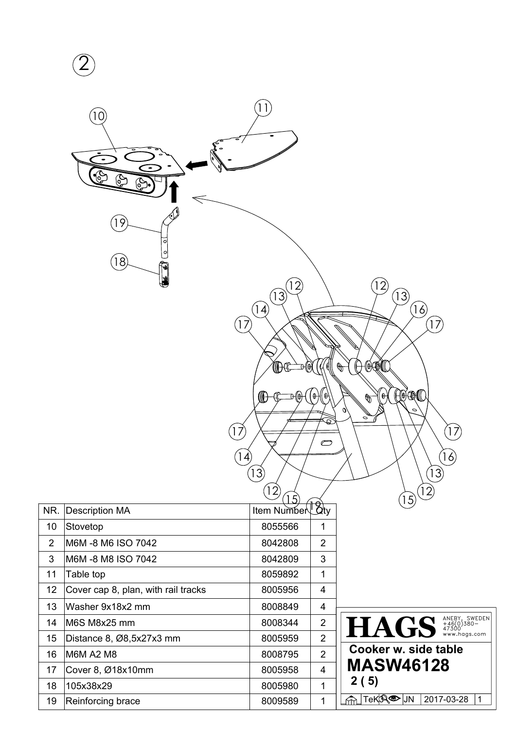| NR. | Description MA | Item Number | Qty |
| --- | --- | --- | --- |
| 10 | Stovetop | 8055566 | 1 |
| 2 | M6M -8 M6 ISO 7042 | 8042808 | 2 |
| 3 | M6M -8 M8 ISO 7042 | 8042809 | 3 |
| 11 | Table top | 8059892 | 1 |
| 12 | Cover cap 8, plan, with rail tracks | 8005956 | 4 |
| 13 | Washer 9x18x2 mm | 8008849 | 4 |
| 14 | M6S M8x25 mm | 8008344 | 2 |
| 15 | Distance 8, Ø8,5x27x3 mm | 8005959 | 2 |
| 16 | M6M A2 M8 | 8008795 | 2 |
| 17 | Cover 8, Ø18x10mm | 8005958 | 4 |
| 18 | 105x38x29 | 8005980 | 1 |
| 19 | Reinforcing brace | 8009589 | 1 |

**HAGS** ANEBY, SWEDEN +46(0)380-47300 www.hags.com

**Cooker w. side table**

**MASW46128**

**2 ( 5)**

TeK JN 2017-03-28 1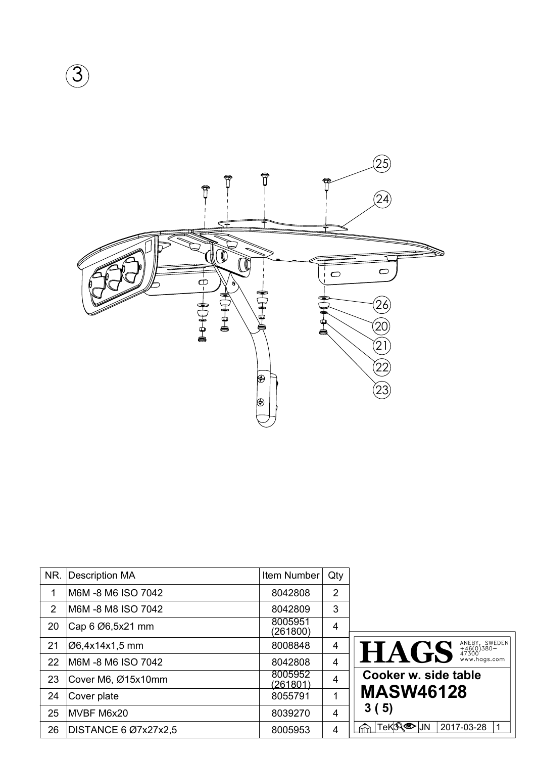③

| NR. | Description MA | Item Number | Qty |
|---|---|---|---|
| 1 | M6M -8 M6 ISO 7042 | 8042808 | 2 |
| 2 | M6M -8 M8 ISO 7042 | 8042809 | 3 |
| 20 | Cap 6 Ø6,5x21 mm | 8005951 (261800) | 4 |
| 21 | Ø6,4x14x1,5 mm | 8008848 | 4 |
| 22 | M6M -8 M6 ISO 7042 | 8042808 | 4 |
| 23 | Cover M6, Ø15x10mm | 8005952 (261801) | 4 |
| 24 | Cover plate | 8055791 | 1 |
| 25 | MVBF M6x20 | 8039270 | 4 |
| 26 | DISTANCE 6 Ø7x27x2,5 | 8005953 | 4 |

**HAGS** ANEBY, SWEDEN +46(0)380-47300 www.hags.com

**Cooker w. side table**

**MASW46128**

**3 ( 5)**

TeK JN 2017-03-28 1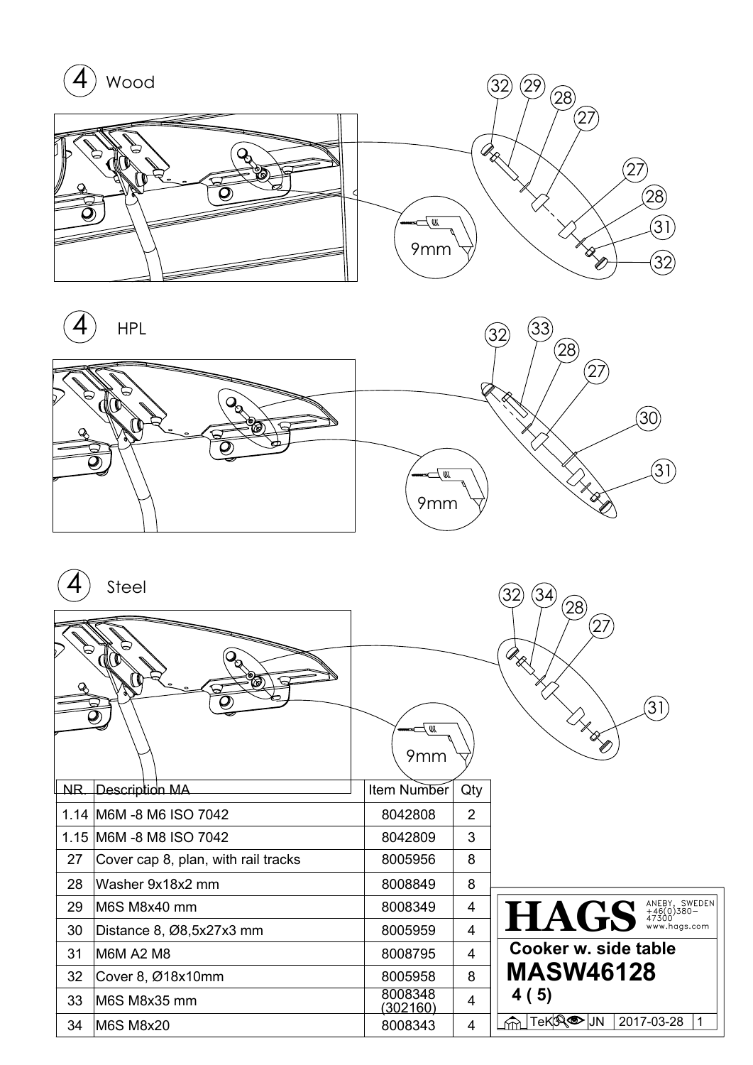## 4 Wood

9mm

## 4 HPL

9mm

## 4 Steel

9mm

| NR. | Description MA | Item Number | Qty |
|---|---|---|---|
| 1.14 | M6M -8 M6 ISO 7042 | 8042808 | 2 |
| 1.15 | M6M -8 M8 ISO 7042 | 8042809 | 3 |
| 27 | Cover cap 8, plan, with rail tracks | 8005956 | 8 |
| 28 | Washer 9x18x2 mm | 8008849 | 8 |
| 29 | M6S M8x40 mm | 8008349 | 4 |
| 30 | Distance 8, Ø8,5x27x3 mm | 8005959 | 4 |
| 31 | M6M A2 M8 | 8008795 | 4 |
| 32 | Cover 8, Ø18x10mm | 8005958 | 8 |
| 33 | M6S M8x35 mm | 8008348 (302160) | 4 |
| 34 | M6S M8x20 | 8008343 | 4 |

**HAGS** ANEBY, SWEDEN +46(0)380-47300 www.hags.com

**Cooker w. side table**

**MASW46128**

**4 ( 5)**

TeK JN 2017-03-28 1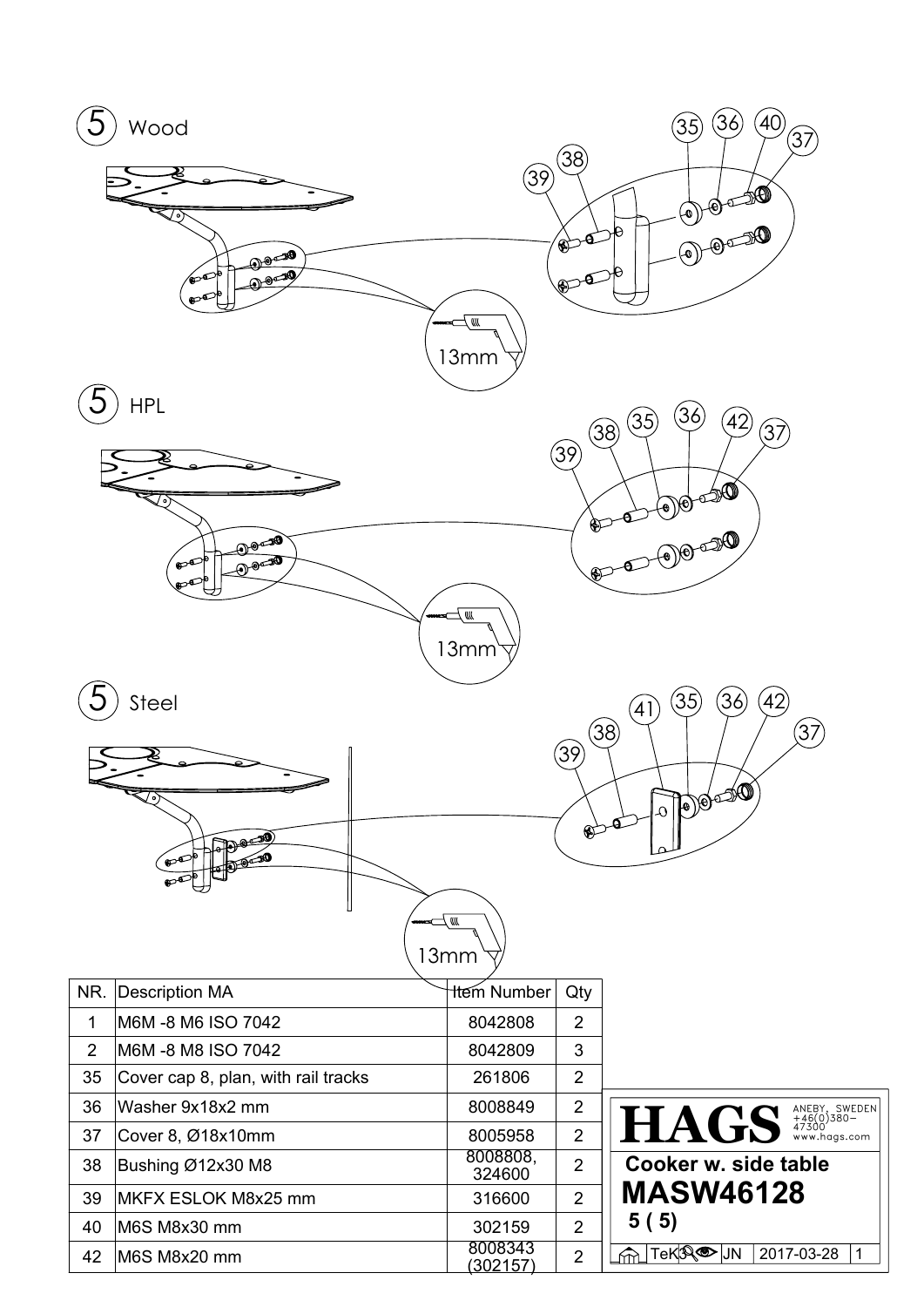## 5 Wood

39 38 35 36 40 37

13mm

## 5 HPL

39 38 35 36 42 37

13mm

## 5 Steel

39 38 41 35 36 42 37

13mm

| NR. | Description MA | Item Number | Qty |
|---|---|---|---|
| 1 | M6M -8 M6 ISO 7042 | 8042808 | 2 |
| 2 | M6M -8 M8 ISO 7042 | 8042809 | 3 |
| 35 | Cover cap 8, plan, with rail tracks | 261806 | 2 |
| 36 | Washer 9x18x2 mm | 8008849 | 2 |
| 37 | Cover 8, Ø18x10mm | 8005958 | 2 |
| 38 | Bushing Ø12x30 M8 | 8008808, 324600 | 2 |
| 39 | MKFX ESLOK M8x25 mm | 316600 | 2 |
| 40 | M6S M8x30 mm | 302159 | 2 |
| 42 | M6S M8x20 mm | 8008343 (302157) | 2 |

**HAGS** ANEBY, SWEDEN +46(0)380-47300 www.hags.com

**Cooker w. side table**

**MASW46128**

**5 ( 5)**

TeK JN 2017-03-28 1